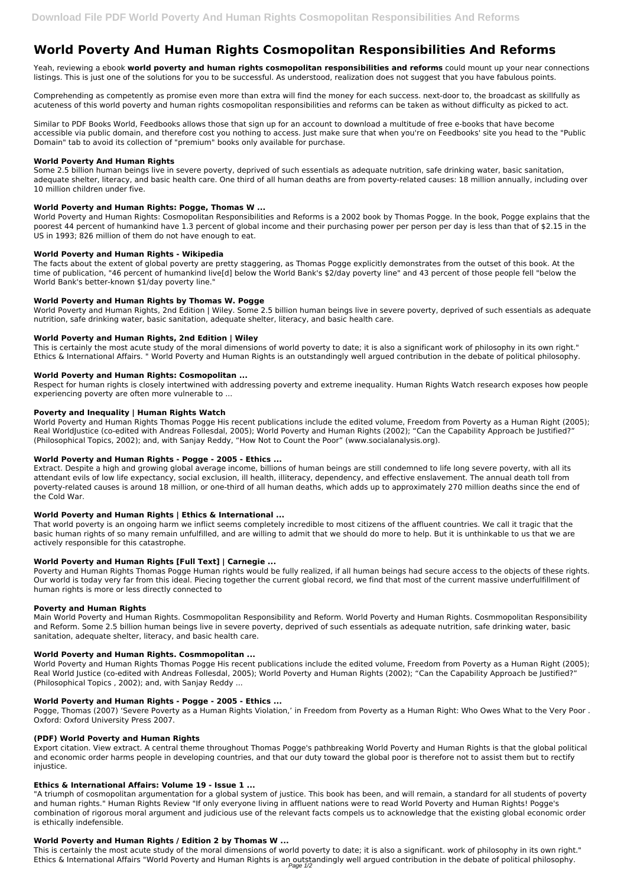# World Poverty And Human Rights Cosmopolitan Responsibilities And Reforms

Yeah, reviewing a ebook **world poverty and human rights cosmopolitan responsibilities and reforms** could mount up your near connections listings. This is just one of the solutions for you to be successful. As understood, realization does not suggest that you have fabulous points.

Comprehending as competently as promise even more than extra will find the money for each success. next-door to, the broadcast as skillfully as acuteness of this world poverty and human rights cosmopolitan responsibilities and reforms can be taken as without difficulty as picked to act.

Similar to PDF Books World, Feedbooks allows those that sign up for an account to download a multitude of free e-books that have become accessible via public domain, and therefore cost you nothing to access. Just make sure that when you're on Feedbooks' site you head to the "Public Domain" tab to avoid its collection of "premium" books only available for purchase.

### World Poverty And Human Rights

Some 2.5 billion human beings live in severe poverty, deprived of such essentials as adequate nutrition, safe drinking water, basic sanitation, adequate shelter, literacy, and basic health care. One third of all human deaths are from poverty-related causes: 18 million annually, including over 10 million children under five.

### World Poverty and Human Rights: Pogge, Thomas W ...

World Poverty and Human Rights: Cosmopolitan Responsibilities and Reforms is a 2002 book by Thomas Pogge. In the book, Pogge explains that the poorest 44 percent of humankind have 1.3 percent of global income and their purchasing power per person per day is less than that of $2.15 in the US in 1993; 826 million of them do not have enough to eat.

### World Poverty and Human Rights - Wikipedia

The facts about the extent of global poverty are pretty staggering, as Thomas Pogge explicitly demonstrates from the outset of this book. At the time of publication, "46 percent of humankind live[d] below the World Bank's $2/day poverty line" and 43 percent of those people fell "below the World Bank's better-known $1/day poverty line."

### World Poverty and Human Rights by Thomas W. Pogge

World Poverty and Human Rights, 2nd Edition | Wiley. Some 2.5 billion human beings live in severe poverty, deprived of such essentials as adequate nutrition, safe drinking water, basic sanitation, adequate shelter, literacy, and basic health care.

### World Poverty and Human Rights, 2nd Edition | Wiley

This is certainly the most acute study of the moral dimensions of world poverty to date; it is also a significant work of philosophy in its own right." Ethics & International Affairs. " World Poverty and Human Rights is an outstandingly well argued contribution in the debate of political philosophy.

### World Poverty and Human Rights: Cosmopolitan ...

Respect for human rights is closely intertwined with addressing poverty and extreme inequality. Human Rights Watch research exposes how people experiencing poverty are often more vulnerable to ...

### Poverty and Inequality | Human Rights Watch

World Poverty and Human Rights Thomas Pogge His recent publications include the edited volume, Freedom from Poverty as a Human Right (2005); Real WorldJustice (co-edited with Andreas Follesdal, 2005); World Poverty and Human Rights (2002); "Can the Capability Approach be Justified?" (Philosophical Topics, 2002); and, with Sanjay Reddy, "How Not to Count the Poor" (www.socialanalysis.org).

### World Poverty and Human Rights - Pogge - 2005 - Ethics ...

Extract. Despite a high and growing global average income, billions of human beings are still condemned to life long severe poverty, with all its attendant evils of low life expectancy, social exclusion, ill health, illiteracy, dependency, and effective enslavement. The annual death toll from poverty-related causes is around 18 million, or one-third of all human deaths, which adds up to approximately 270 million deaths since the end of the Cold War.

### World Poverty and Human Rights | Ethics & International ...

That world poverty is an ongoing harm we inflict seems completely incredible to most citizens of the affluent countries. We call it tragic that the basic human rights of so many remain unfulfilled, and are willing to admit that we should do more to help. But it is unthinkable to us that we are actively responsible for this catastrophe.

### World Poverty and Human Rights [Full Text] | Carnegie ...

Poverty and Human Rights Thomas Pogge Human rights would be fully realized, if all human beings had secure access to the objects of these rights. Our world is today very far from this ideal. Piecing together the current global record, we find that most of the current massive underfulfillment of human rights is more or less directly connected to

### Poverty and Human Rights

Main World Poverty and Human Rights. Cosmmopolitan Responsibility and Reform. World Poverty and Human Rights. Cosmmopolitan Responsibility and Reform. Some 2.5 billion human beings live in severe poverty, deprived of such essentials as adequate nutrition, safe drinking water, basic sanitation, adequate shelter, literacy, and basic health care.

### World Poverty and Human Rights. Cosmmopolitan ...

World Poverty and Human Rights Thomas Pogge His recent publications include the edited volume, Freedom from Poverty as a Human Right (2005); Real World Justice (co-edited with Andreas Follesdal, 2005); World Poverty and Human Rights (2002); "Can the Capability Approach be Justified?" (Philosophical Topics , 2002); and, with Sanjay Reddy ...

### World Poverty and Human Rights - Pogge - 2005 - Ethics ...

Pogge, Thomas (2007) 'Severe Poverty as a Human Rights Violation,' in Freedom from Poverty as a Human Right: Who Owes What to the Very Poor . Oxford: Oxford University Press 2007.

### (PDF) World Poverty and Human Rights

Export citation. View extract. A central theme throughout Thomas Pogge's pathbreaking World Poverty and Human Rights is that the global political and economic order harms people in developing countries, and that our duty toward the global poor is therefore not to assist them but to rectify injustice.

### Ethics & International Affairs: Volume 19 - Issue 1 ...

"A triumph of cosmopolitan argumentation for a global system of justice. This book has been, and will remain, a standard for all students of poverty and human rights." Human Rights Review "If only everyone living in affluent nations were to read World Poverty and Human Rights! Pogge's combination of rigorous moral argument and judicious use of the relevant facts compels us to acknowledge that the existing global economic order is ethically indefensible.

### World Poverty and Human Rights / Edition 2 by Thomas W ...

This is certainly the most acute study of the moral dimensions of world poverty to date; it is also a significant. work of philosophy in its own right." Ethics & International Affairs "World Poverty and Human Rights is an outstandingly well argued contribution in the debate of political philosophy.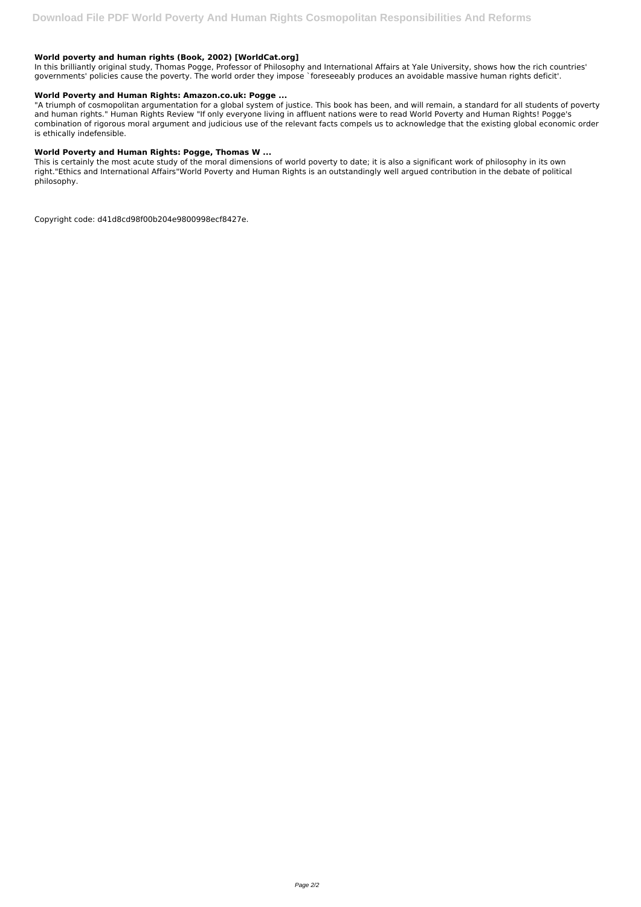### World poverty and human rights (Book, 2002) [WorldCat.org]

In this brilliantly original study, Thomas Pogge, Professor of Philosophy and International Affairs at Yale University, shows how the rich countries' governments' policies cause the poverty. The world order they impose `foreseeably produces an avoidable massive human rights deficit'.

### World Poverty and Human Rights: Amazon.co.uk: Pogge ...

"A triumph of cosmopolitan argumentation for a global system of justice. This book has been, and will remain, a standard for all students of poverty and human rights." Human Rights Review "If only everyone living in affluent nations were to read World Poverty and Human Rights! Pogge's combination of rigorous moral argument and judicious use of the relevant facts compels us to acknowledge that the existing global economic order is ethically indefensible.

### World Poverty and Human Rights: Pogge, Thomas W ...

This is certainly the most acute study of the moral dimensions of world poverty to date; it is also a significant work of philosophy in its own right."Ethics and International Affairs"World Poverty and Human Rights is an outstandingly well argued contribution in the debate of political philosophy.

Copyright code: d41d8cd98f00b204e9800998ecf8427e.